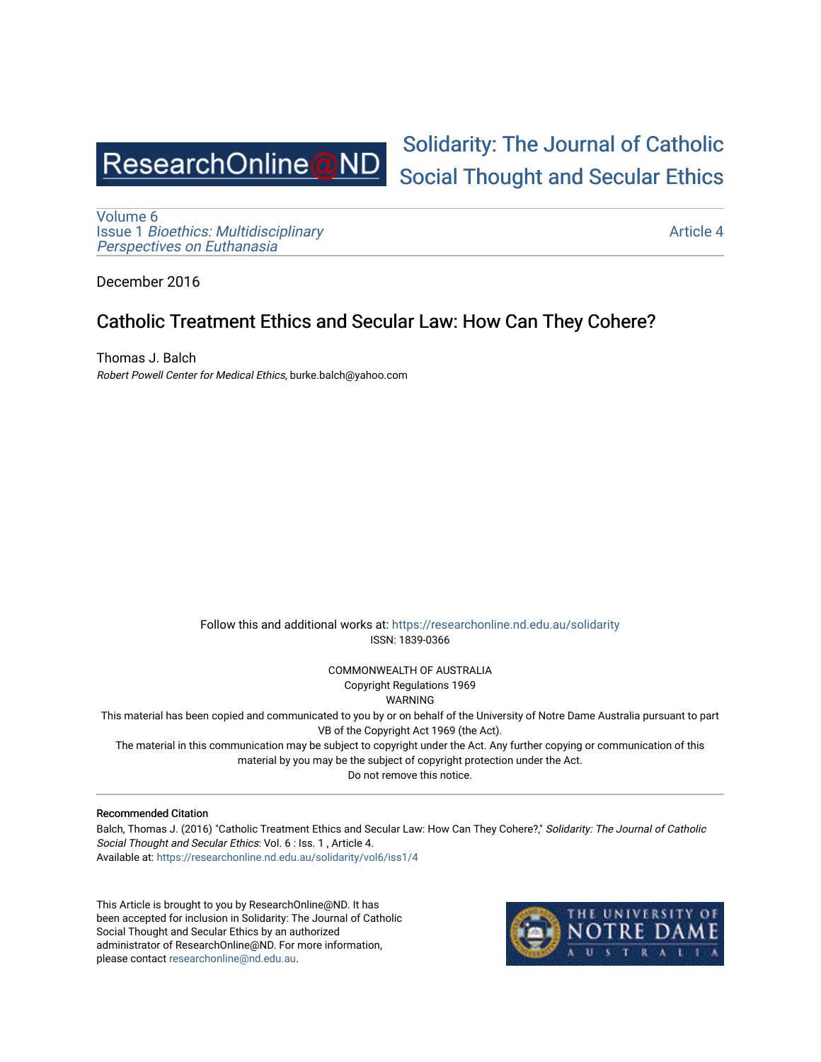ResearchOnline@ND

# Solidarity: The Journal of Catholic Social Thought and Secular Ethics

Volume 6
Issue 1 *Bioethics: Multidisciplinary Perspectives on Euthanasia*

Article 4

December 2016

## Catholic Treatment Ethics and Secular Law: How Can They Cohere?

Thomas J. Balch
*Robert Powell Center for Medical Ethics*, burke.balch@yahoo.com

Follow this and additional works at: https://researchonline.nd.edu.au/solidarity
ISSN: 1839-0366

COMMONWEALTH OF AUSTRALIA
Copyright Regulations 1969
WARNING
This material has been copied and communicated to you by or on behalf of the University of Notre Dame Australia pursuant to part VB of the Copyright Act 1969 (the Act).
The material in this communication may be subject to copyright under the Act. Any further copying or communication of this material by you may be the subject of copyright protection under the Act.
Do not remove this notice.

### Recommended Citation

Balch, Thomas J. (2016) "Catholic Treatment Ethics and Secular Law: How Can They Cohere?," *Solidarity: The Journal of Catholic Social Thought and Secular Ethics*: Vol. 6 : Iss. 1 , Article 4.
Available at: https://researchonline.nd.edu.au/solidarity/vol6/iss1/4

This Article is brought to you by ResearchOnline@ND. It has been accepted for inclusion in Solidarity: The Journal of Catholic Social Thought and Secular Ethics by an authorized administrator of ResearchOnline@ND. For more information, please contact researchonline@nd.edu.au.

THE UNIVERSITY OF NOTRE DAME AUSTRALIA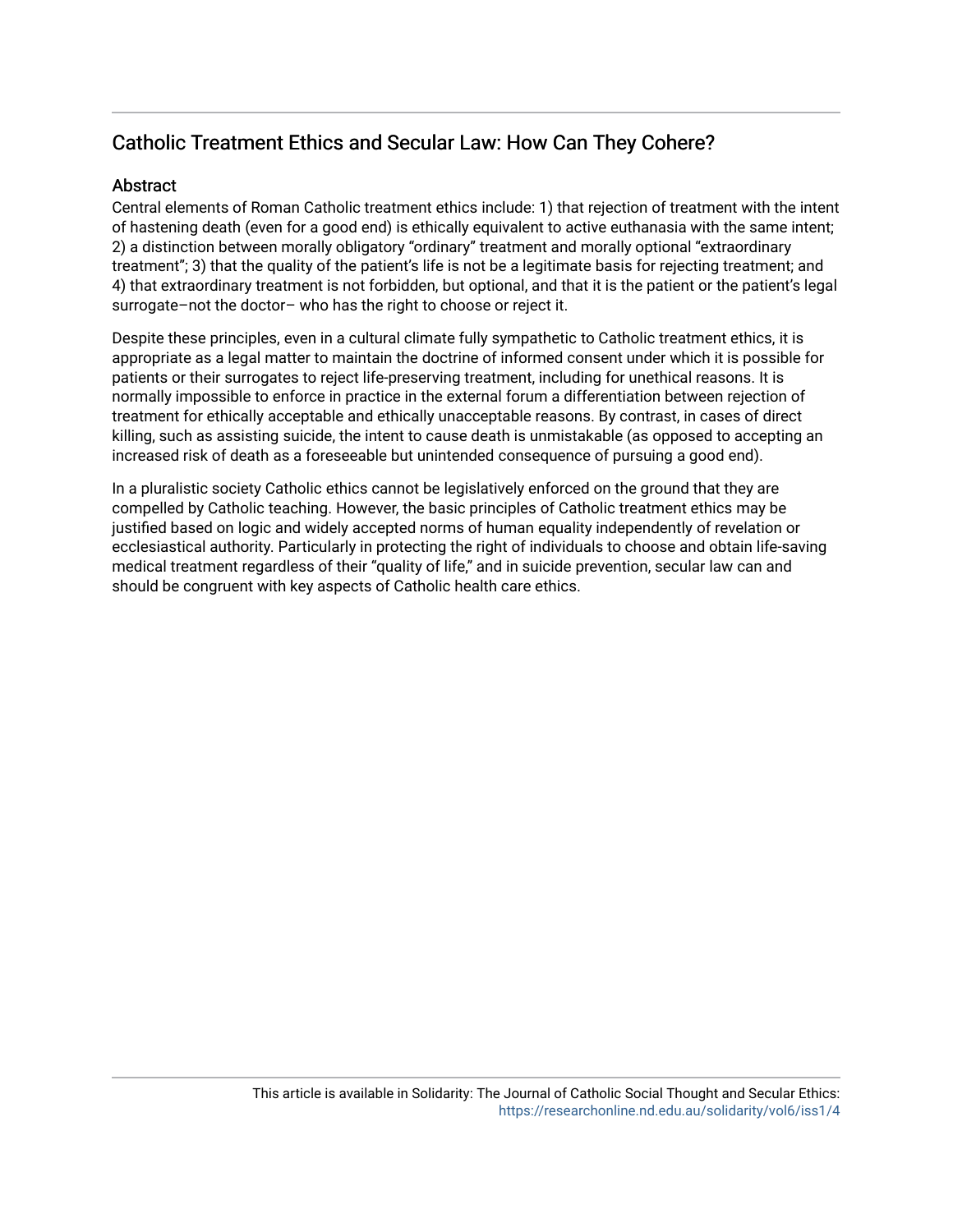## Catholic Treatment Ethics and Secular Law: How Can They Cohere?

### Abstract

Central elements of Roman Catholic treatment ethics include: 1) that rejection of treatment with the intent of hastening death (even for a good end) is ethically equivalent to active euthanasia with the same intent; 2) a distinction between morally obligatory "ordinary" treatment and morally optional "extraordinary treatment"; 3) that the quality of the patient's life is not be a legitimate basis for rejecting treatment; and 4) that extraordinary treatment is not forbidden, but optional, and that it is the patient or the patient's legal surrogate–not the doctor– who has the right to choose or reject it.

Despite these principles, even in a cultural climate fully sympathetic to Catholic treatment ethics, it is appropriate as a legal matter to maintain the doctrine of informed consent under which it is possible for patients or their surrogates to reject life-preserving treatment, including for unethical reasons. It is normally impossible to enforce in practice in the external forum a differentiation between rejection of treatment for ethically acceptable and ethically unacceptable reasons. By contrast, in cases of direct killing, such as assisting suicide, the intent to cause death is unmistakable (as opposed to accepting an increased risk of death as a foreseeable but unintended consequence of pursuing a good end).

In a pluralistic society Catholic ethics cannot be legislatively enforced on the ground that they are compelled by Catholic teaching. However, the basic principles of Catholic treatment ethics may be justified based on logic and widely accepted norms of human equality independently of revelation or ecclesiastical authority. Particularly in protecting the right of individuals to choose and obtain life-saving medical treatment regardless of their "quality of life," and in suicide prevention, secular law can and should be congruent with key aspects of Catholic health care ethics.

This article is available in Solidarity: The Journal of Catholic Social Thought and Secular Ethics: https://researchonline.nd.edu.au/solidarity/vol6/iss1/4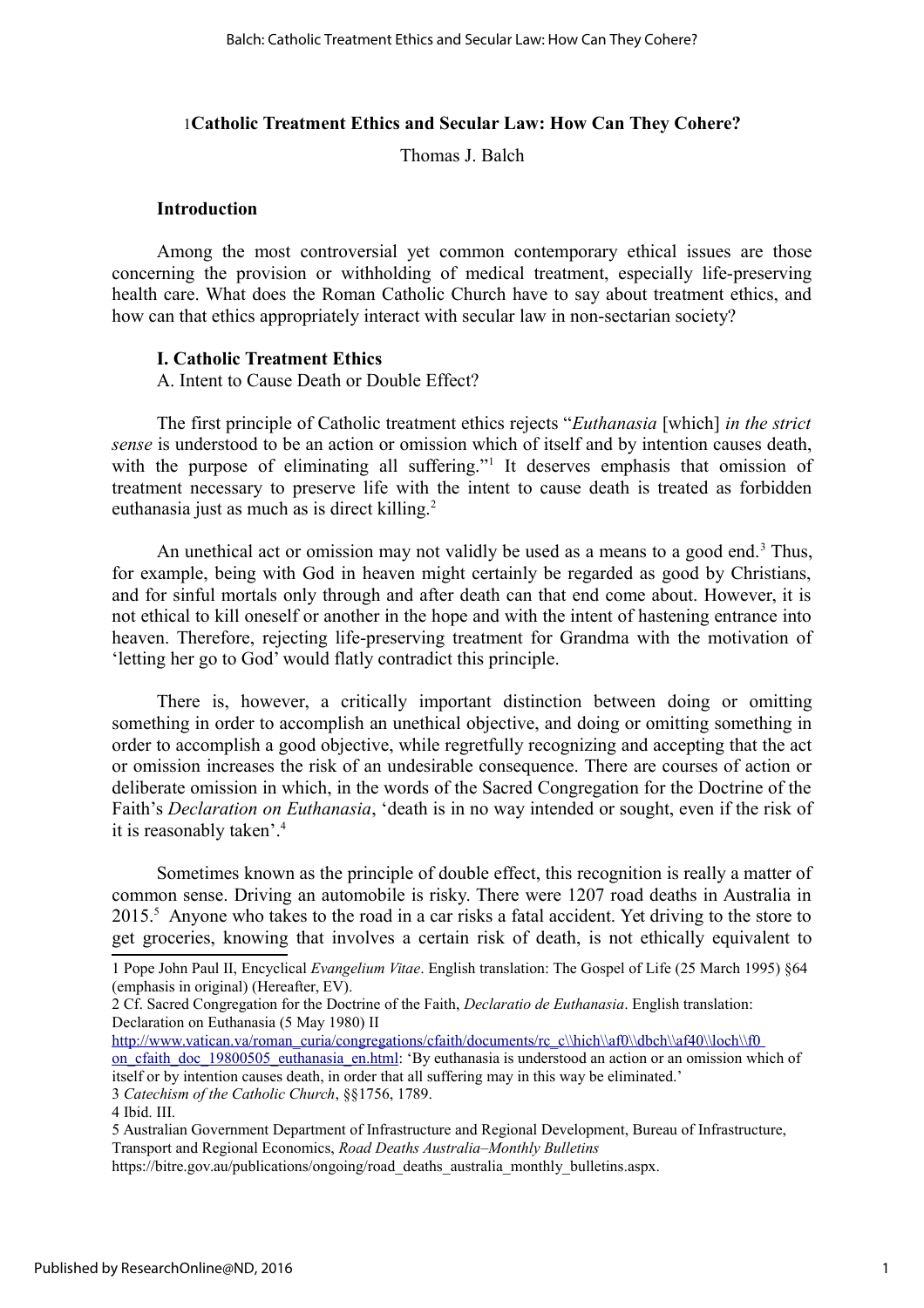# [1]Catholic Treatment Ethics and Secular Law: How Can They Cohere?

Thomas J. Balch

## Introduction

Among the most controversial yet common contemporary ethical issues are those concerning the provision or withholding of medical treatment, especially life-preserving health care. What does the Roman Catholic Church have to say about treatment ethics, and how can that ethics appropriately interact with secular law in non-sectarian society?

## I. Catholic Treatment Ethics

A. Intent to Cause Death or Double Effect?

The first principle of Catholic treatment ethics rejects "*Euthanasia* [which] *in the strict sense* is understood to be an action or omission which of itself and by intention causes death, with the purpose of eliminating all suffering."[1] It deserves emphasis that omission of treatment necessary to preserve life with the intent to cause death is treated as forbidden euthanasia just as much as is direct killing.[2]

An unethical act or omission may not validly be used as a means to a good end.[3] Thus, for example, being with God in heaven might certainly be regarded as good by Christians, and for sinful mortals only through and after death can that end come about. However, it is not ethical to kill oneself or another in the hope and with the intent of hastening entrance into heaven. Therefore, rejecting life-preserving treatment for Grandma with the motivation of 'letting her go to God' would flatly contradict this principle.

There is, however, a critically important distinction between doing or omitting something in order to accomplish an unethical objective, and doing or omitting something in order to accomplish a good objective, while regretfully recognizing and accepting that the act or omission increases the risk of an undesirable consequence. There are courses of action or deliberate omission in which, in the words of the Sacred Congregation for the Doctrine of the Faith's *Declaration on Euthanasia*, 'death is in no way intended or sought, even if the risk of it is reasonably taken'.[4]

Sometimes known as the principle of double effect, this recognition is really a matter of common sense. Driving an automobile is risky. There were 1207 road deaths in Australia in 2015.[5] Anyone who takes to the road in a car risks a fatal accident. Yet driving to the store to get groceries, knowing that involves a certain risk of death, is not ethically equivalent to

---

1 Pope John Paul II, Encyclical *Evangelium Vitae*. English translation: The Gospel of Life (25 March 1995) §64 (emphasis in original) (Hereafter, EV).

2 Cf. Sacred Congregation for the Doctrine of the Faith, *Declaratio de Euthanasia*. English translation: Declaration on Euthanasia (5 May 1980) II http://www.vatican.va/roman_curia/congregations/cfaith/documents/rc_c\\hich\\af0\\dbch\\af40\\loch\\f0 on_cfaith_doc_19800505_euthanasia_en.html: 'By euthanasia is understood an action or an omission which of itself or by intention causes death, in order that all suffering may in this way be eliminated.'

3 *Catechism of the Catholic Church*, §§1756, 1789.

4 Ibid. III.

5 Australian Government Department of Infrastructure and Regional Development, Bureau of Infrastructure, Transport and Regional Economics, *Road Deaths Australia–Monthly Bulletins* https://bitre.gov.au/publications/ongoing/road_deaths_australia_monthly_bulletins.aspx.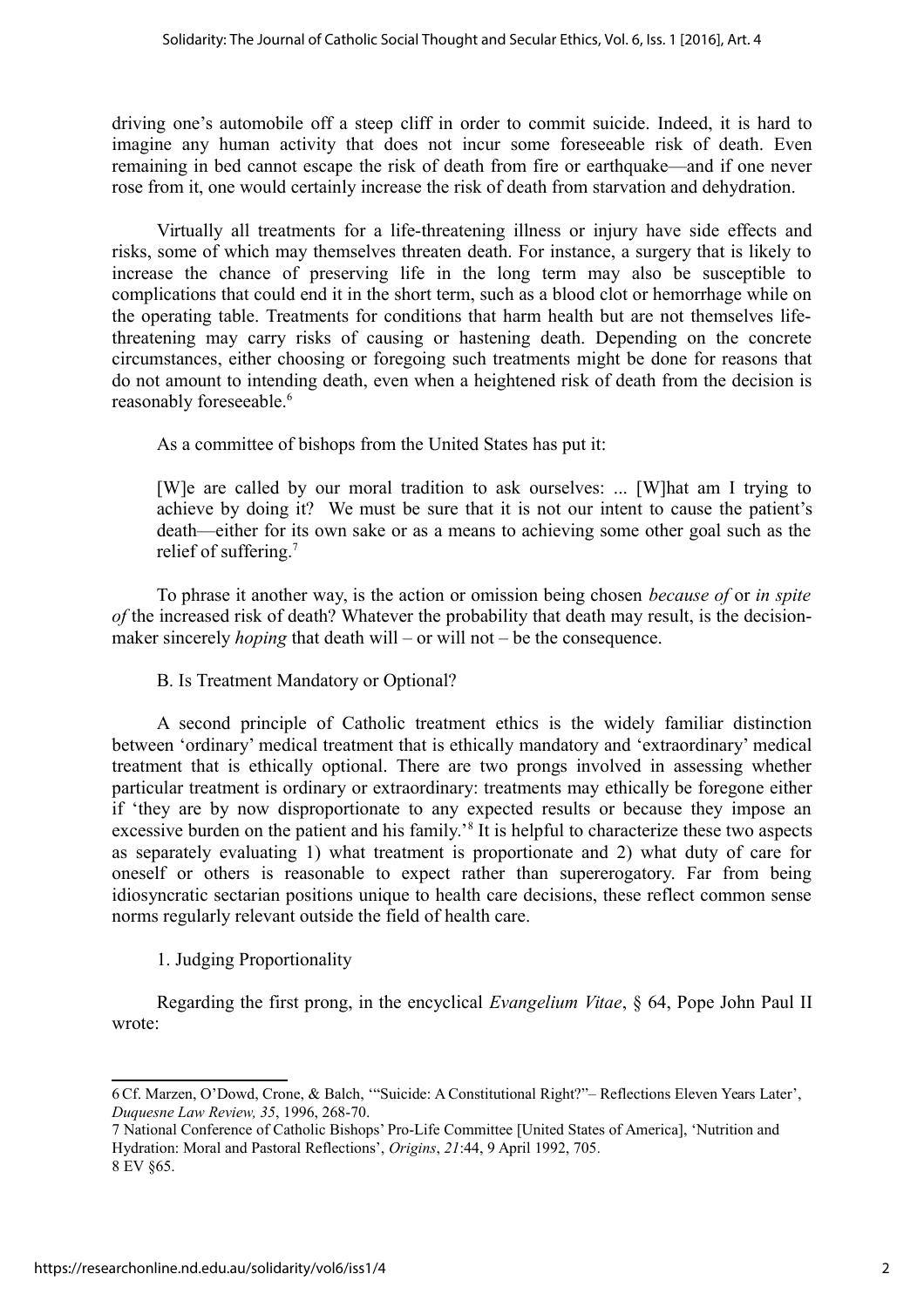driving one's automobile off a steep cliff in order to commit suicide. Indeed, it is hard to imagine any human activity that does not incur some foreseeable risk of death. Even remaining in bed cannot escape the risk of death from fire or earthquake—and if one never rose from it, one would certainly increase the risk of death from starvation and dehydration.

Virtually all treatments for a life-threatening illness or injury have side effects and risks, some of which may themselves threaten death. For instance, a surgery that is likely to increase the chance of preserving life in the long term may also be susceptible to complications that could end it in the short term, such as a blood clot or hemorrhage while on the operating table. Treatments for conditions that harm health but are not themselves life-threatening may carry risks of causing or hastening death. Depending on the concrete circumstances, either choosing or foregoing such treatments might be done for reasons that do not amount to intending death, even when a heightened risk of death from the decision is reasonably foreseeable.[6]

As a committee of bishops from the United States has put it:

> [W]e are called by our moral tradition to ask ourselves: ... [W]hat am I trying to achieve by doing it? We must be sure that it is not our intent to cause the patient's death—either for its own sake or as a means to achieving some other goal such as the relief of suffering.[7]

To phrase it another way, is the action or omission being chosen *because of* or *in spite of* the increased risk of death? Whatever the probability that death may result, is the decision-maker sincerely *hoping* that death will – or will not – be the consequence.

B. Is Treatment Mandatory or Optional?

A second principle of Catholic treatment ethics is the widely familiar distinction between 'ordinary' medical treatment that is ethically mandatory and 'extraordinary' medical treatment that is ethically optional. There are two prongs involved in assessing whether particular treatment is ordinary or extraordinary: treatments may ethically be foregone either if 'they are by now disproportionate to any expected results or because they impose an excessive burden on the patient and his family.'[8] It is helpful to characterize these two aspects as separately evaluating 1) what treatment is proportionate and 2) what duty of care for oneself or others is reasonable to expect rather than supererogatory. Far from being idiosyncratic sectarian positions unique to health care decisions, these reflect common sense norms regularly relevant outside the field of health care.

1. Judging Proportionality

Regarding the first prong, in the encyclical *Evangelium Vitae*, § 64, Pope John Paul II wrote:

---

6 Cf. Marzen, O'Dowd, Crone, & Balch, '"Suicide: A Constitutional Right?"– Reflections Eleven Years Later', *Duquesne Law Review, 35*, 1996, 268-70.

7 National Conference of Catholic Bishops' Pro-Life Committee [United States of America], 'Nutrition and Hydration: Moral and Pastoral Reflections', *Origins*, *21*:44, 9 April 1992, 705.

8 EV §65.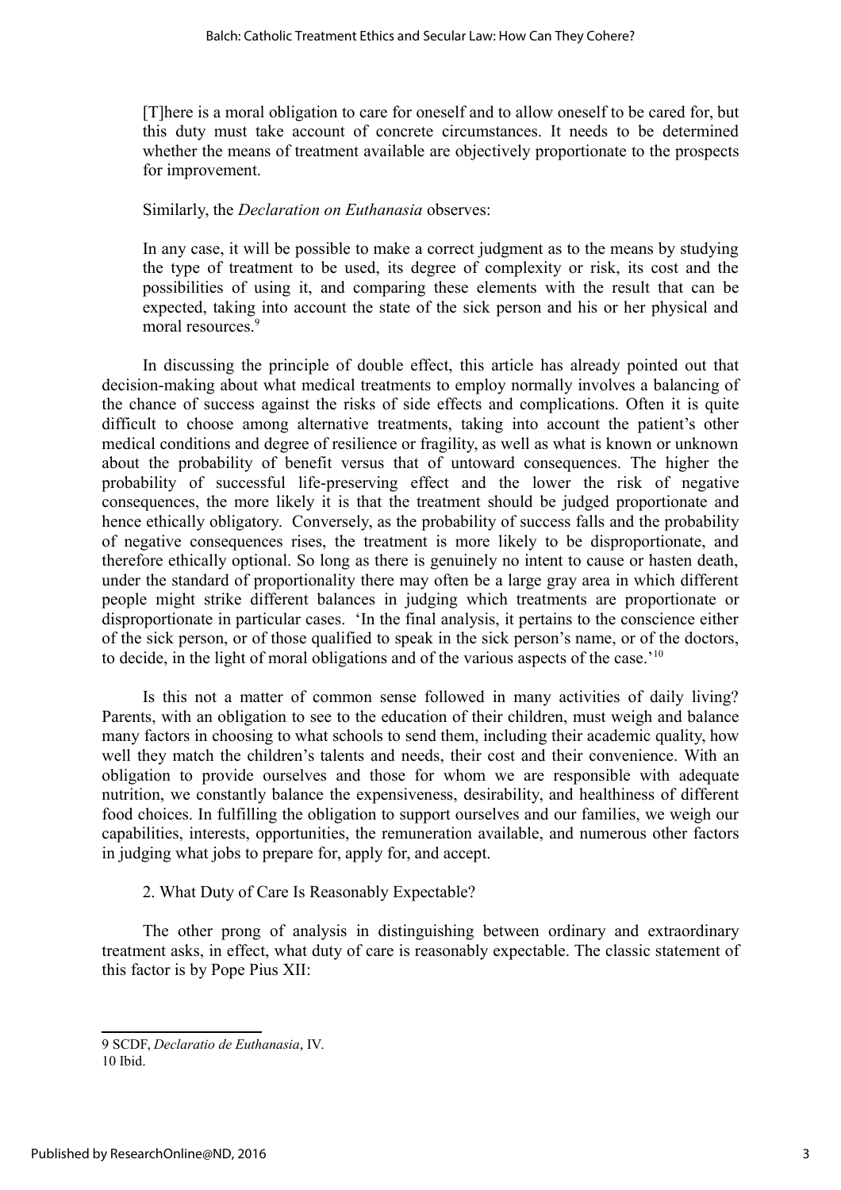> [T]here is a moral obligation to care for oneself and to allow oneself to be cared for, but this duty must take account of concrete circumstances. It needs to be determined whether the means of treatment available are objectively proportionate to the prospects for improvement.

Similarly, the *Declaration on Euthanasia* observes:

> In any case, it will be possible to make a correct judgment as to the means by studying the type of treatment to be used, its degree of complexity or risk, its cost and the possibilities of using it, and comparing these elements with the result that can be expected, taking into account the state of the sick person and his or her physical and moral resources.[9]

In discussing the principle of double effect, this article has already pointed out that decision-making about what medical treatments to employ normally involves a balancing of the chance of success against the risks of side effects and complications. Often it is quite difficult to choose among alternative treatments, taking into account the patient's other medical conditions and degree of resilience or fragility, as well as what is known or unknown about the probability of benefit versus that of untoward consequences. The higher the probability of successful life-preserving effect and the lower the risk of negative consequences, the more likely it is that the treatment should be judged proportionate and hence ethically obligatory. Conversely, as the probability of success falls and the probability of negative consequences rises, the treatment is more likely to be disproportionate, and therefore ethically optional. So long as there is genuinely no intent to cause or hasten death, under the standard of proportionality there may often be a large gray area in which different people might strike different balances in judging which treatments are proportionate or disproportionate in particular cases. 'In the final analysis, it pertains to the conscience either of the sick person, or of those qualified to speak in the sick person's name, or of the doctors, to decide, in the light of moral obligations and of the various aspects of the case.'[10]

Is this not a matter of common sense followed in many activities of daily living? Parents, with an obligation to see to the education of their children, must weigh and balance many factors in choosing to what schools to send them, including their academic quality, how well they match the children's talents and needs, their cost and their convenience. With an obligation to provide ourselves and those for whom we are responsible with adequate nutrition, we constantly balance the expensiveness, desirability, and healthiness of different food choices. In fulfilling the obligation to support ourselves and our families, we weigh our capabilities, interests, opportunities, the remuneration available, and numerous other factors in judging what jobs to prepare for, apply for, and accept.

2. What Duty of Care Is Reasonably Expectable?

The other prong of analysis in distinguishing between ordinary and extraordinary treatment asks, in effect, what duty of care is reasonably expectable. The classic statement of this factor is by Pope Pius XII:

---

9 SCDF, *Declaratio de Euthanasia*, IV.

10 Ibid.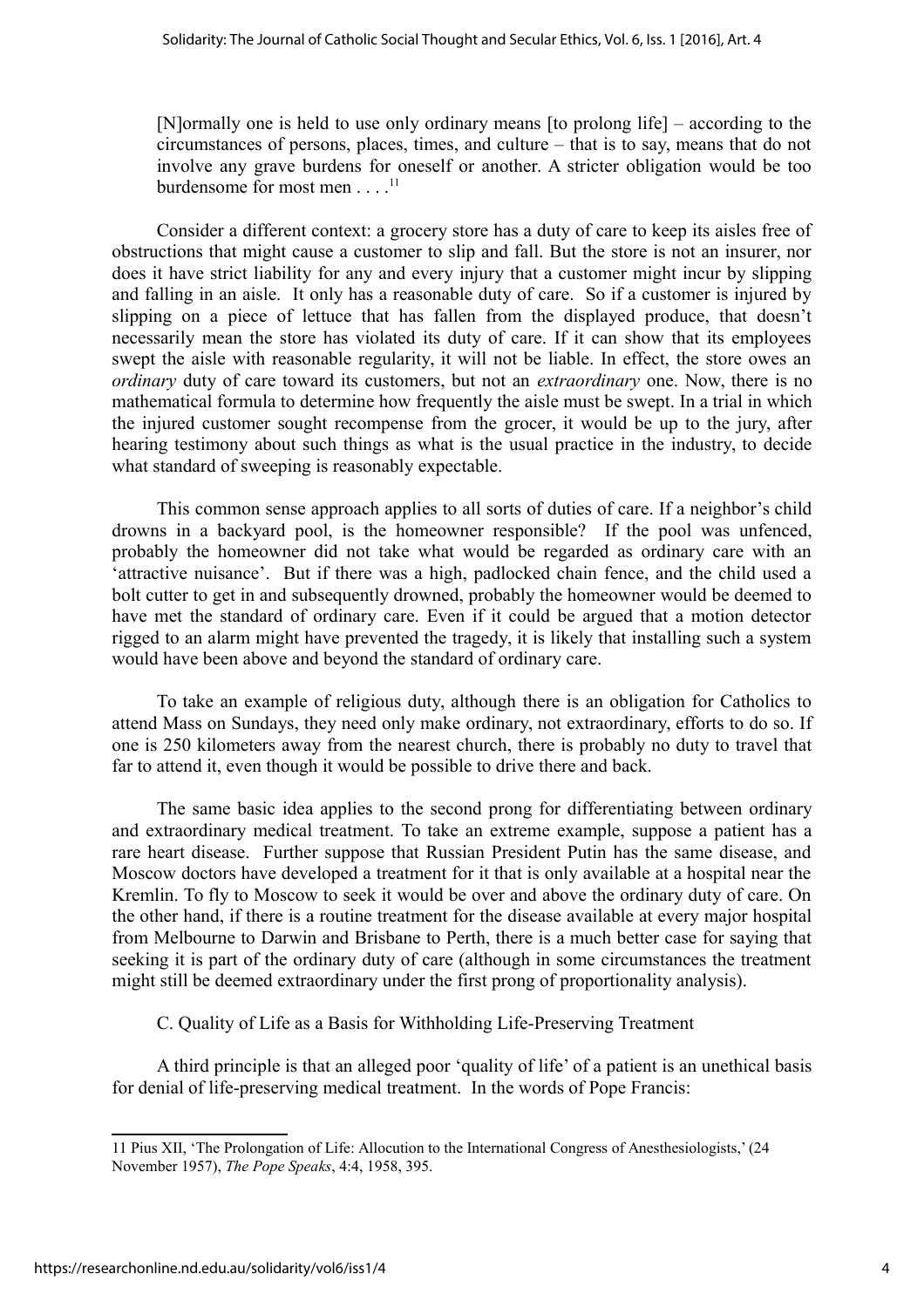> [N]ormally one is held to use only ordinary means [to prolong life] – according to the circumstances of persons, places, times, and culture – that is to say, means that do not involve any grave burdens for oneself or another. A stricter obligation would be too burdensome for most men . . . .[11]

Consider a different context: a grocery store has a duty of care to keep its aisles free of obstructions that might cause a customer to slip and fall. But the store is not an insurer, nor does it have strict liability for any and every injury that a customer might incur by slipping and falling in an aisle. It only has a reasonable duty of care. So if a customer is injured by slipping on a piece of lettuce that has fallen from the displayed produce, that doesn't necessarily mean the store has violated its duty of care. If it can show that its employees swept the aisle with reasonable regularity, it will not be liable. In effect, the store owes an *ordinary* duty of care toward its customers, but not an *extraordinary* one. Now, there is no mathematical formula to determine how frequently the aisle must be swept. In a trial in which the injured customer sought recompense from the grocer, it would be up to the jury, after hearing testimony about such things as what is the usual practice in the industry, to decide what standard of sweeping is reasonably expectable.

This common sense approach applies to all sorts of duties of care. If a neighbor's child drowns in a backyard pool, is the homeowner responsible? If the pool was unfenced, probably the homeowner did not take what would be regarded as ordinary care with an 'attractive nuisance'. But if there was a high, padlocked chain fence, and the child used a bolt cutter to get in and subsequently drowned, probably the homeowner would be deemed to have met the standard of ordinary care. Even if it could be argued that a motion detector rigged to an alarm might have prevented the tragedy, it is likely that installing such a system would have been above and beyond the standard of ordinary care.

To take an example of religious duty, although there is an obligation for Catholics to attend Mass on Sundays, they need only make ordinary, not extraordinary, efforts to do so. If one is 250 kilometers away from the nearest church, there is probably no duty to travel that far to attend it, even though it would be possible to drive there and back.

The same basic idea applies to the second prong for differentiating between ordinary and extraordinary medical treatment. To take an extreme example, suppose a patient has a rare heart disease. Further suppose that Russian President Putin has the same disease, and Moscow doctors have developed a treatment for it that is only available at a hospital near the Kremlin. To fly to Moscow to seek it would be over and above the ordinary duty of care. On the other hand, if there is a routine treatment for the disease available at every major hospital from Melbourne to Darwin and Brisbane to Perth, there is a much better case for saying that seeking it is part of the ordinary duty of care (although in some circumstances the treatment might still be deemed extraordinary under the first prong of proportionality analysis).

### C. Quality of Life as a Basis for Withholding Life-Preserving Treatment

A third principle is that an alleged poor 'quality of life' of a patient is an unethical basis for denial of life-preserving medical treatment. In the words of Pope Francis:

---

[11] Pius XII, 'The Prolongation of Life: Allocution to the International Congress of Anesthesiologists,' (24 November 1957), *The Pope Speaks*, 4:4, 1958, 395.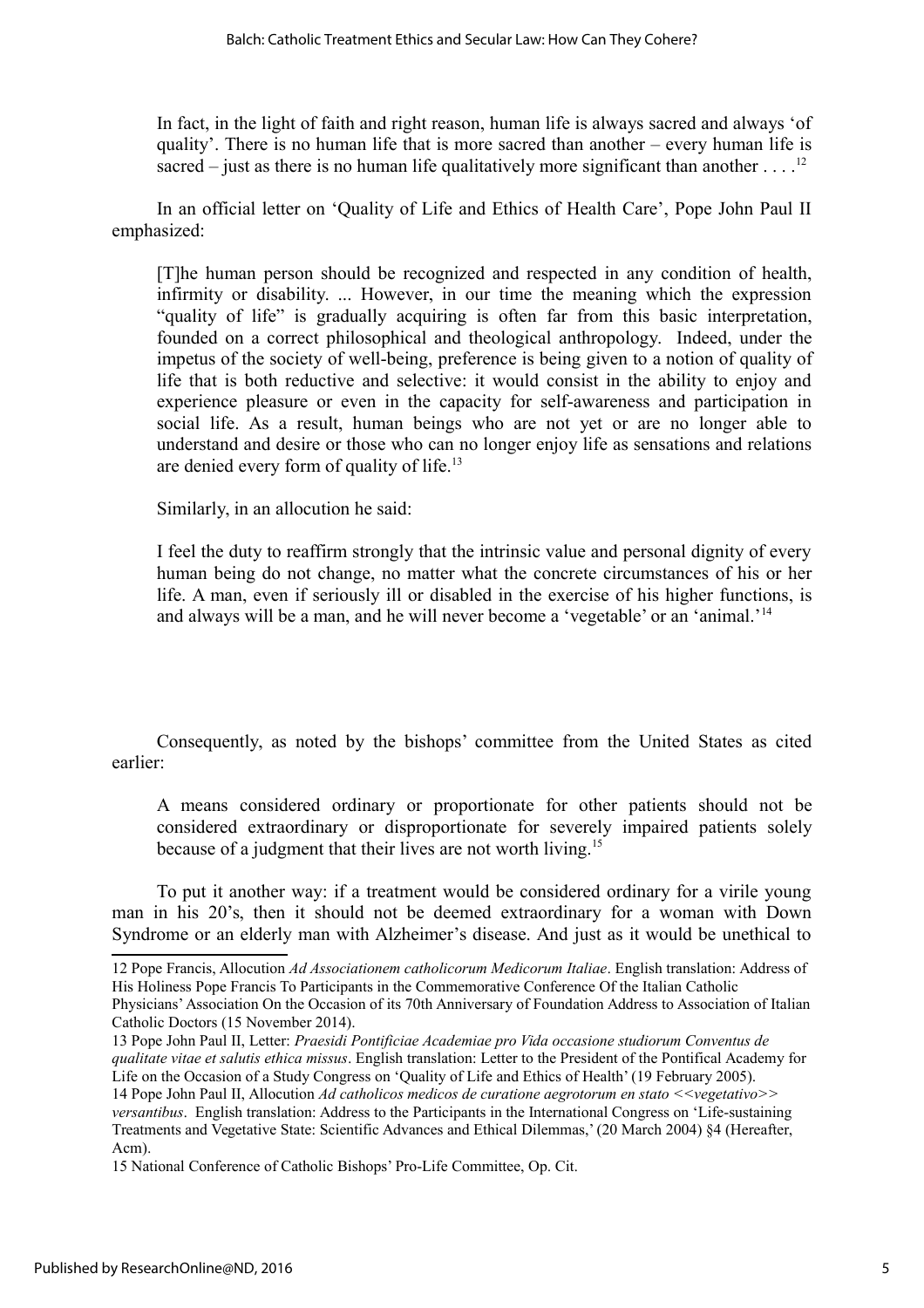> In fact, in the light of faith and right reason, human life is always sacred and always 'of quality'. There is no human life that is more sacred than another – every human life is sacred – just as there is no human life qualitatively more significant than another . . . .[12]

In an official letter on 'Quality of Life and Ethics of Health Care', Pope John Paul II emphasized:

> [T]he human person should be recognized and respected in any condition of health, infirmity or disability. ... However, in our time the meaning which the expression "quality of life" is gradually acquiring is often far from this basic interpretation, founded on a correct philosophical and theological anthropology. Indeed, under the impetus of the society of well-being, preference is being given to a notion of quality of life that is both reductive and selective: it would consist in the ability to enjoy and experience pleasure or even in the capacity for self-awareness and participation in social life. As a result, human beings who are not yet or are no longer able to understand and desire or those who can no longer enjoy life as sensations and relations are denied every form of quality of life.[13]

Similarly, in an allocution he said:

> I feel the duty to reaffirm strongly that the intrinsic value and personal dignity of every human being do not change, no matter what the concrete circumstances of his or her life. A man, even if seriously ill or disabled in the exercise of his higher functions, is and always will be a man, and he will never become a 'vegetable' or an 'animal.'[14]

Consequently, as noted by the bishops' committee from the United States as cited earlier:

> A means considered ordinary or proportionate for other patients should not be considered extraordinary or disproportionate for severely impaired patients solely because of a judgment that their lives are not worth living.[15]

To put it another way: if a treatment would be considered ordinary for a virile young man in his 20's, then it should not be deemed extraordinary for a woman with Down Syndrome or an elderly man with Alzheimer's disease. And just as it would be unethical to

---

12 Pope Francis, Allocution *Ad Associationem catholicorum Medicorum Italiae*. English translation: Address of His Holiness Pope Francis To Participants in the Commemorative Conference Of the Italian Catholic Physicians' Association On the Occasion of its 70th Anniversary of Foundation Address to Association of Italian Catholic Doctors (15 November 2014).

13 Pope John Paul II, Letter: *Praesidi Pontificiae Academiae pro Vida occasione studiorum Conventus de qualitate vitae et salutis ethica missus*. English translation: Letter to the President of the Pontifical Academy for Life on the Occasion of a Study Congress on 'Quality of Life and Ethics of Health' (19 February 2005).

14 Pope John Paul II, Allocution *Ad catholicos medicos de curatione aegrotorum en stato <<vegetativo>> versantibus*. English translation: Address to the Participants in the International Congress on 'Life-sustaining Treatments and Vegetative State: Scientific Advances and Ethical Dilemmas,' (20 March 2004) §4 (Hereafter, Acm).

15 National Conference of Catholic Bishops' Pro-Life Committee, Op. Cit.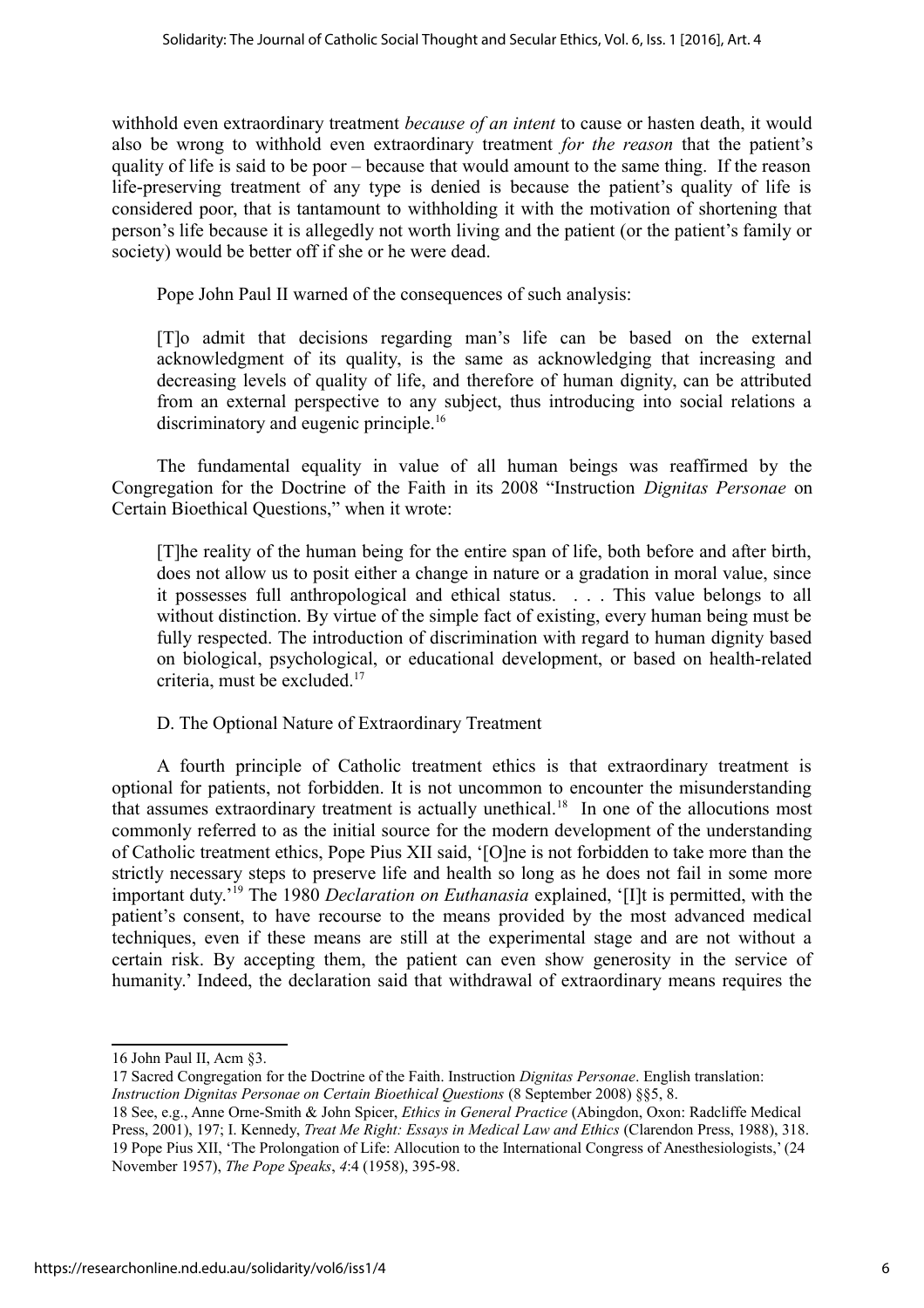withhold even extraordinary treatment *because of an intent* to cause or hasten death, it would also be wrong to withhold even extraordinary treatment *for the reason* that the patient's quality of life is said to be poor – because that would amount to the same thing. If the reason life-preserving treatment of any type is denied is because the patient's quality of life is considered poor, that is tantamount to withholding it with the motivation of shortening that person's life because it is allegedly not worth living and the patient (or the patient's family or society) would be better off if she or he were dead.

Pope John Paul II warned of the consequences of such analysis:

> [T]o admit that decisions regarding man's life can be based on the external acknowledgment of its quality, is the same as acknowledging that increasing and decreasing levels of quality of life, and therefore of human dignity, can be attributed from an external perspective to any subject, thus introducing into social relations a discriminatory and eugenic principle.[16]

The fundamental equality in value of all human beings was reaffirmed by the Congregation for the Doctrine of the Faith in its 2008 "Instruction *Dignitas Personae* on Certain Bioethical Questions," when it wrote:

> [T]he reality of the human being for the entire span of life, both before and after birth, does not allow us to posit either a change in nature or a gradation in moral value, since it possesses full anthropological and ethical status. . . . This value belongs to all without distinction. By virtue of the simple fact of existing, every human being must be fully respected. The introduction of discrimination with regard to human dignity based on biological, psychological, or educational development, or based on health-related criteria, must be excluded.[17]

### D. The Optional Nature of Extraordinary Treatment

A fourth principle of Catholic treatment ethics is that extraordinary treatment is optional for patients, not forbidden. It is not uncommon to encounter the misunderstanding that assumes extraordinary treatment is actually unethical.[18] In one of the allocutions most commonly referred to as the initial source for the modern development of the understanding of Catholic treatment ethics, Pope Pius XII said, '[O]ne is not forbidden to take more than the strictly necessary steps to preserve life and health so long as he does not fail in some more important duty.'[19] The 1980 *Declaration on Euthanasia* explained, '[I]t is permitted, with the patient's consent, to have recourse to the means provided by the most advanced medical techniques, even if these means are still at the experimental stage and are not without a certain risk. By accepting them, the patient can even show generosity in the service of humanity.' Indeed, the declaration said that withdrawal of extraordinary means requires the

---

16 John Paul II, Acm §3.

17 Sacred Congregation for the Doctrine of the Faith. Instruction *Dignitas Personae*. English translation: *Instruction Dignitas Personae on Certain Bioethical Questions* (8 September 2008) §§5, 8.

18 See, e.g., Anne Orne-Smith & John Spicer, *Ethics in General Practice* (Abingdon, Oxon: Radcliffe Medical Press, 2001), 197; I. Kennedy, *Treat Me Right: Essays in Medical Law and Ethics* (Clarendon Press, 1988), 318.

19 Pope Pius XII, 'The Prolongation of Life: Allocution to the International Congress of Anesthesiologists,' (24 November 1957), *The Pope Speaks*, *4*:4 (1958), 395-98.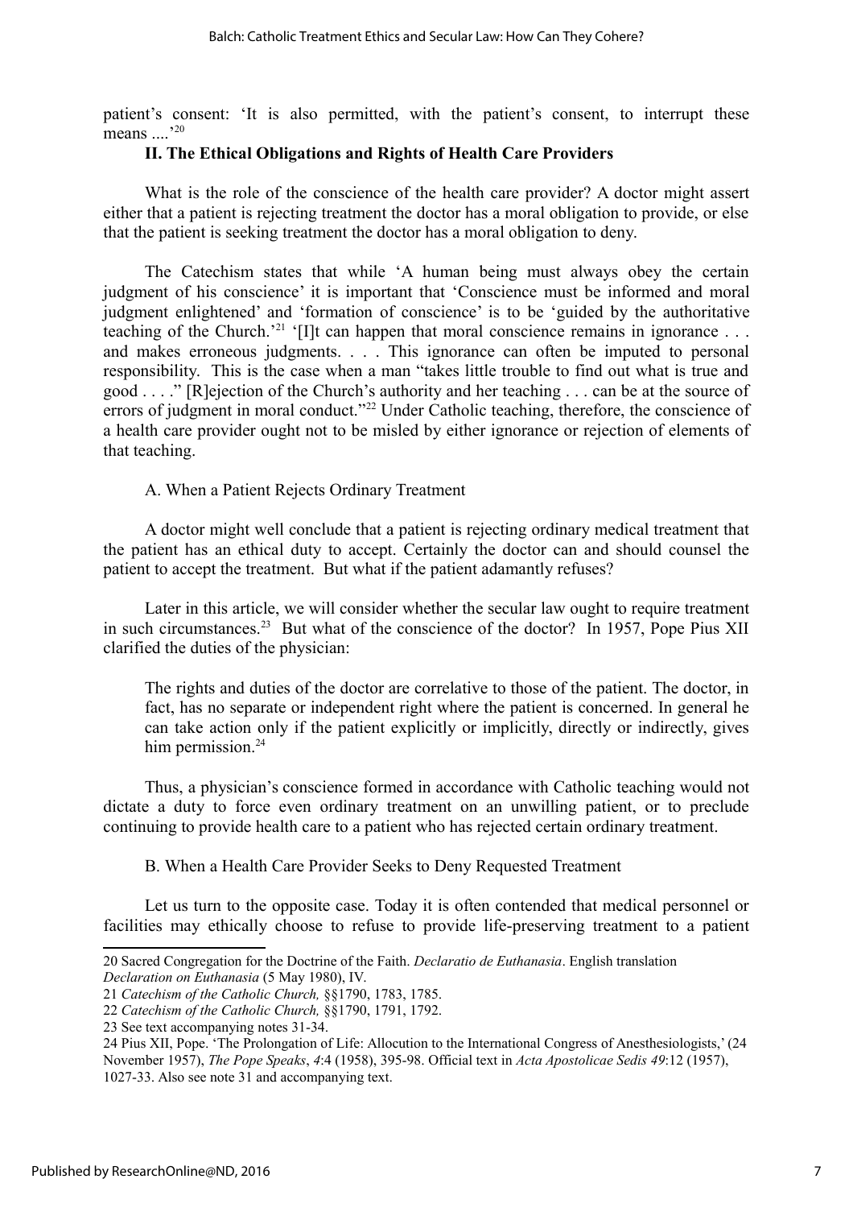patient's consent: 'It is also permitted, with the patient's consent, to interrupt these means ....'[20]

## II. The Ethical Obligations and Rights of Health Care Providers

What is the role of the conscience of the health care provider? A doctor might assert either that a patient is rejecting treatment the doctor has a moral obligation to provide, or else that the patient is seeking treatment the doctor has a moral obligation to deny.

The Catechism states that while 'A human being must always obey the certain judgment of his conscience' it is important that 'Conscience must be informed and moral judgment enlightened' and 'formation of conscience' is to be 'guided by the authoritative teaching of the Church.'[21] '[I]t can happen that moral conscience remains in ignorance . . . and makes erroneous judgments. . . . This ignorance can often be imputed to personal responsibility. This is the case when a man "takes little trouble to find out what is true and good . . . ." [R]ejection of the Church's authority and her teaching . . . can be at the source of errors of judgment in moral conduct."[22] Under Catholic teaching, therefore, the conscience of a health care provider ought not to be misled by either ignorance or rejection of elements of that teaching.

### A. When a Patient Rejects Ordinary Treatment

A doctor might well conclude that a patient is rejecting ordinary medical treatment that the patient has an ethical duty to accept. Certainly the doctor can and should counsel the patient to accept the treatment. But what if the patient adamantly refuses?

Later in this article, we will consider whether the secular law ought to require treatment in such circumstances.[23] But what of the conscience of the doctor? In 1957, Pope Pius XII clarified the duties of the physician:

> The rights and duties of the doctor are correlative to those of the patient. The doctor, in fact, has no separate or independent right where the patient is concerned. In general he can take action only if the patient explicitly or implicitly, directly or indirectly, gives him permission.[24]

Thus, a physician's conscience formed in accordance with Catholic teaching would not dictate a duty to force even ordinary treatment on an unwilling patient, or to preclude continuing to provide health care to a patient who has rejected certain ordinary treatment.

### B. When a Health Care Provider Seeks to Deny Requested Treatment

Let us turn to the opposite case. Today it is often contended that medical personnel or facilities may ethically choose to refuse to provide life-preserving treatment to a patient

---

20 Sacred Congregation for the Doctrine of the Faith. *Declaratio de Euthanasia*. English translation *Declaration on Euthanasia* (5 May 1980), IV.

21 *Catechism of the Catholic Church,* §§1790, 1783, 1785.

22 *Catechism of the Catholic Church,* §§1790, 1791, 1792.

23 See text accompanying notes 31-34.

24 Pius XII, Pope. 'The Prolongation of Life: Allocution to the International Congress of Anesthesiologists,' (24 November 1957), *The Pope Speaks*, *4*:4 (1958), 395-98. Official text in *Acta Apostolicae Sedis 49*:12 (1957), 1027-33. Also see note 31 and accompanying text.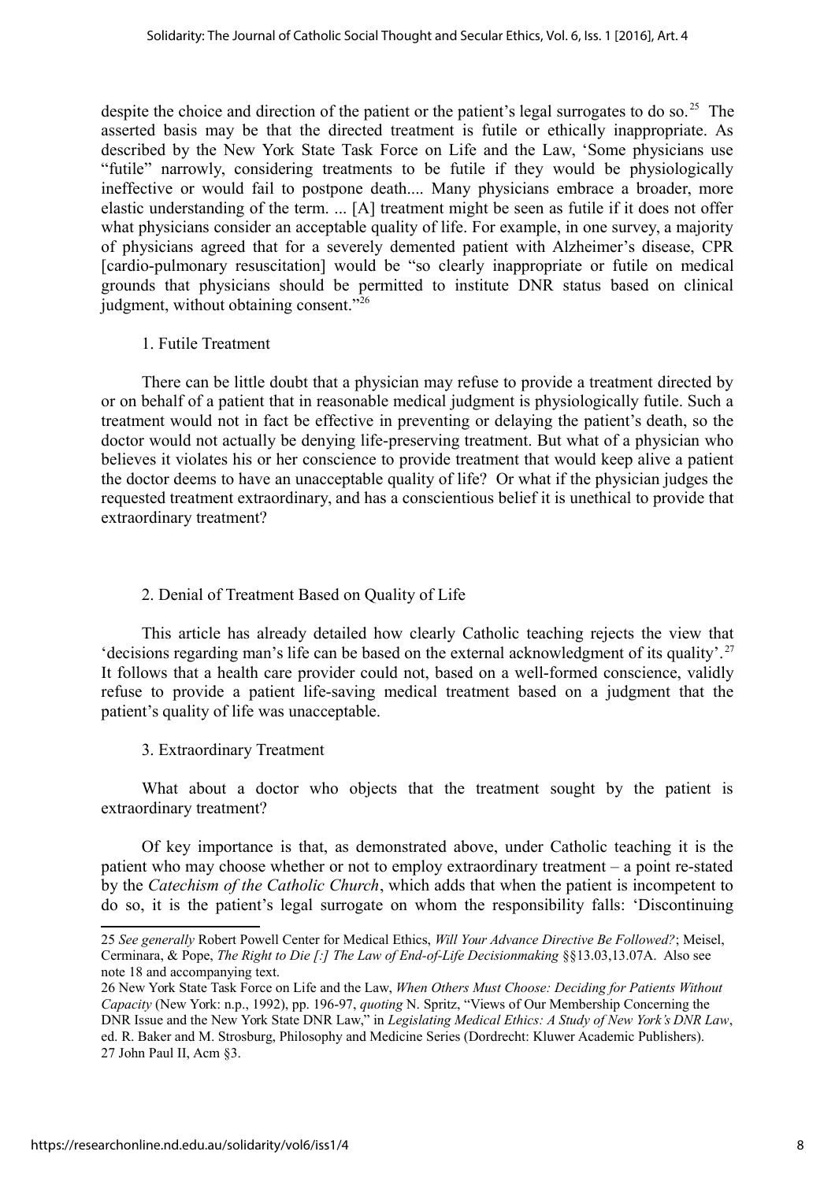despite the choice and direction of the patient or the patient's legal surrogates to do so.[25] The asserted basis may be that the directed treatment is futile or ethically inappropriate. As described by the New York State Task Force on Life and the Law, 'Some physicians use "futile" narrowly, considering treatments to be futile if they would be physiologically ineffective or would fail to postpone death.... Many physicians embrace a broader, more elastic understanding of the term. ... [A] treatment might be seen as futile if it does not offer what physicians consider an acceptable quality of life. For example, in one survey, a majority of physicians agreed that for a severely demented patient with Alzheimer's disease, CPR [cardio-pulmonary resuscitation] would be "so clearly inappropriate or futile on medical grounds that physicians should be permitted to institute DNR status based on clinical judgment, without obtaining consent."'[26]

1. Futile Treatment

There can be little doubt that a physician may refuse to provide a treatment directed by or on behalf of a patient that in reasonable medical judgment is physiologically futile. Such a treatment would not in fact be effective in preventing or delaying the patient's death, so the doctor would not actually be denying life-preserving treatment. But what of a physician who believes it violates his or her conscience to provide treatment that would keep alive a patient the doctor deems to have an unacceptable quality of life? Or what if the physician judges the requested treatment extraordinary, and has a conscientious belief it is unethical to provide that extraordinary treatment?

2. Denial of Treatment Based on Quality of Life

This article has already detailed how clearly Catholic teaching rejects the view that 'decisions regarding man's life can be based on the external acknowledgment of its quality'.[27] It follows that a health care provider could not, based on a well-formed conscience, validly refuse to provide a patient life-saving medical treatment based on a judgment that the patient's quality of life was unacceptable.

3. Extraordinary Treatment

What about a doctor who objects that the treatment sought by the patient is extraordinary treatment?

Of key importance is that, as demonstrated above, under Catholic teaching it is the patient who may choose whether or not to employ extraordinary treatment – a point re-stated by the *Catechism of the Catholic Church*, which adds that when the patient is incompetent to do so, it is the patient's legal surrogate on whom the responsibility falls: 'Discontinuing

---

25 *See generally* Robert Powell Center for Medical Ethics, *Will Your Advance Directive Be Followed?*; Meisel, Cerminara, & Pope, *The Right to Die [:] The Law of End-of-Life Decisionmaking* §§13.03,13.07A. Also see note 18 and accompanying text.

26 New York State Task Force on Life and the Law, *When Others Must Choose: Deciding for Patients Without Capacity* (New York: n.p., 1992), pp. 196-97, *quoting* N. Spritz, "Views of Our Membership Concerning the DNR Issue and the New York State DNR Law," in *Legislating Medical Ethics: A Study of New York's DNR Law*, ed. R. Baker and M. Strosburg, Philosophy and Medicine Series (Dordrecht: Kluwer Academic Publishers).

27 John Paul II, Acm §3.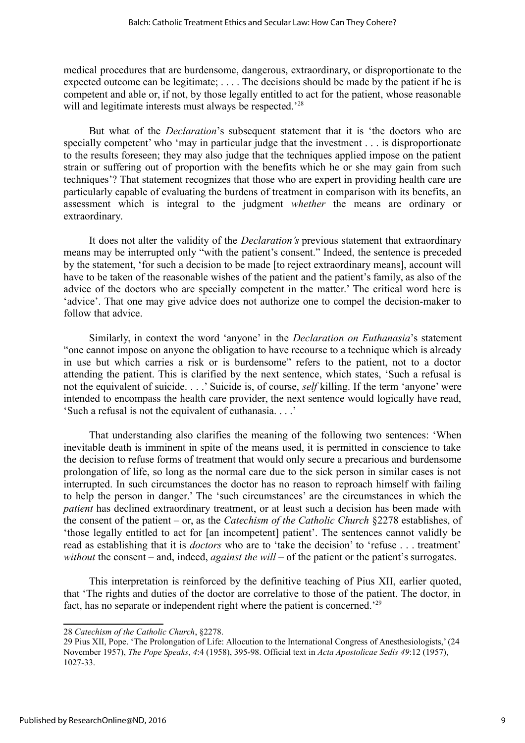medical procedures that are burdensome, dangerous, extraordinary, or disproportionate to the expected outcome can be legitimate; . . . . The decisions should be made by the patient if he is competent and able or, if not, by those legally entitled to act for the patient, whose reasonable will and legitimate interests must always be respected.'[28]

But what of the *Declaration*'s subsequent statement that it is 'the doctors who are specially competent' who 'may in particular judge that the investment . . . is disproportionate to the results foreseen; they may also judge that the techniques applied impose on the patient strain or suffering out of proportion with the benefits which he or she may gain from such techniques'? That statement recognizes that those who are expert in providing health care are particularly capable of evaluating the burdens of treatment in comparison with its benefits, an assessment which is integral to the judgment *whether* the means are ordinary or extraordinary.

It does not alter the validity of the *Declaration's* previous statement that extraordinary means may be interrupted only "with the patient's consent." Indeed, the sentence is preceded by the statement, 'for such a decision to be made [to reject extraordinary means], account will have to be taken of the reasonable wishes of the patient and the patient's family, as also of the advice of the doctors who are specially competent in the matter.' The critical word here is 'advice'. That one may give advice does not authorize one to compel the decision-maker to follow that advice.

Similarly, in context the word 'anyone' in the *Declaration on Euthanasia*'s statement "one cannot impose on anyone the obligation to have recourse to a technique which is already in use but which carries a risk or is burdensome" refers to the patient, not to a doctor attending the patient. This is clarified by the next sentence, which states, 'Such a refusal is not the equivalent of suicide. . . .' Suicide is, of course, *self* killing. If the term 'anyone' were intended to encompass the health care provider, the next sentence would logically have read, 'Such a refusal is not the equivalent of euthanasia. . . .'

That understanding also clarifies the meaning of the following two sentences: 'When inevitable death is imminent in spite of the means used, it is permitted in conscience to take the decision to refuse forms of treatment that would only secure a precarious and burdensome prolongation of life, so long as the normal care due to the sick person in similar cases is not interrupted. In such circumstances the doctor has no reason to reproach himself with failing to help the person in danger.' The 'such circumstances' are the circumstances in which the *patient* has declined extraordinary treatment, or at least such a decision has been made with the consent of the patient – or, as the *Catechism of the Catholic Church* §2278 establishes, of 'those legally entitled to act for [an incompetent] patient'. The sentences cannot validly be read as establishing that it is *doctors* who are to 'take the decision' to 'refuse . . . treatment' *without* the consent – and, indeed, *against the will* – of the patient or the patient's surrogates.

This interpretation is reinforced by the definitive teaching of Pius XII, earlier quoted, that 'The rights and duties of the doctor are correlative to those of the patient. The doctor, in fact, has no separate or independent right where the patient is concerned.'[29]

---

28 *Catechism of the Catholic Church*, §2278.

29 Pius XII, Pope. 'The Prolongation of Life: Allocution to the International Congress of Anesthesiologists,' (24 November 1957), *The Pope Speaks*, *4*:4 (1958), 395-98. Official text in *Acta Apostolicae Sedis 49*:12 (1957), 1027-33.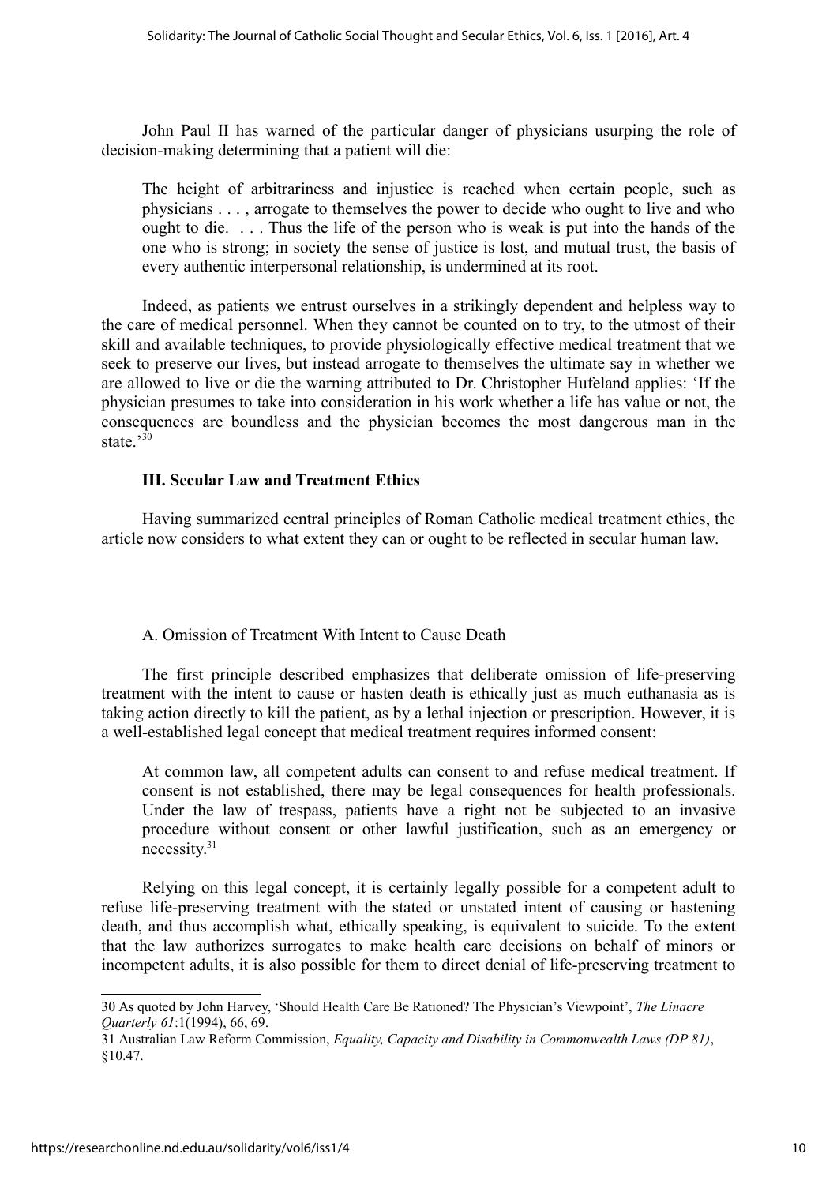John Paul II has warned of the particular danger of physicians usurping the role of decision-making determining that a patient will die:

> The height of arbitrariness and injustice is reached when certain people, such as physicians . . . , arrogate to themselves the power to decide who ought to live and who ought to die. . . . Thus the life of the person who is weak is put into the hands of the one who is strong; in society the sense of justice is lost, and mutual trust, the basis of every authentic interpersonal relationship, is undermined at its root.

Indeed, as patients we entrust ourselves in a strikingly dependent and helpless way to the care of medical personnel. When they cannot be counted on to try, to the utmost of their skill and available techniques, to provide physiologically effective medical treatment that we seek to preserve our lives, but instead arrogate to themselves the ultimate say in whether we are allowed to live or die the warning attributed to Dr. Christopher Hufeland applies: 'If the physician presumes to take into consideration in his work whether a life has value or not, the consequences are boundless and the physician becomes the most dangerous man in the state.'[30]

## III. Secular Law and Treatment Ethics

Having summarized central principles of Roman Catholic medical treatment ethics, the article now considers to what extent they can or ought to be reflected in secular human law.

### A. Omission of Treatment With Intent to Cause Death

The first principle described emphasizes that deliberate omission of life-preserving treatment with the intent to cause or hasten death is ethically just as much euthanasia as is taking action directly to kill the patient, as by a lethal injection or prescription. However, it is a well-established legal concept that medical treatment requires informed consent:

> At common law, all competent adults can consent to and refuse medical treatment. If consent is not established, there may be legal consequences for health professionals. Under the law of trespass, patients have a right not be subjected to an invasive procedure without consent or other lawful justification, such as an emergency or necessity.[31]

Relying on this legal concept, it is certainly legally possible for a competent adult to refuse life-preserving treatment with the stated or unstated intent of causing or hastening death, and thus accomplish what, ethically speaking, is equivalent to suicide. To the extent that the law authorizes surrogates to make health care decisions on behalf of minors or incompetent adults, it is also possible for them to direct denial of life-preserving treatment to

---

30 As quoted by John Harvey, 'Should Health Care Be Rationed? The Physician's Viewpoint', *The Linacre Quarterly 61*:1(1994), 66, 69.

31 Australian Law Reform Commission, *Equality, Capacity and Disability in Commonwealth Laws (DP 81)*, §10.47.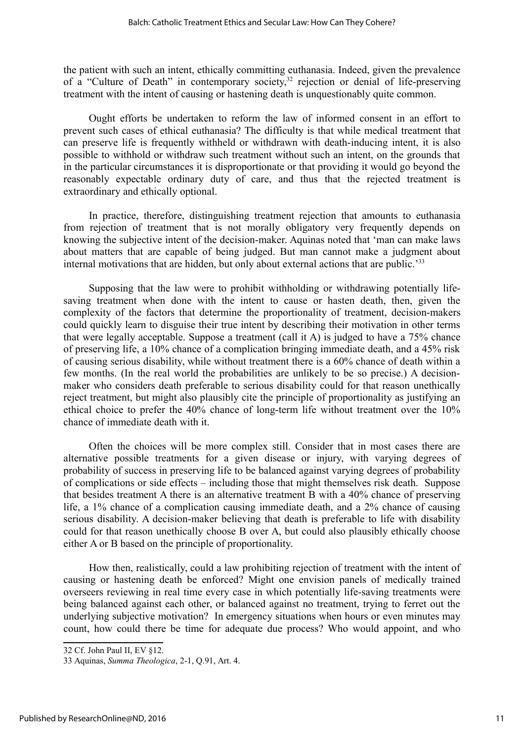the patient with such an intent, ethically committing euthanasia. Indeed, given the prevalence of a "Culture of Death" in contemporary society,[32] rejection or denial of life-preserving treatment with the intent of causing or hastening death is unquestionably quite common.

Ought efforts be undertaken to reform the law of informed consent in an effort to prevent such cases of ethical euthanasia? The difficulty is that while medical treatment that can preserve life is frequently withheld or withdrawn with death-inducing intent, it is also possible to withhold or withdraw such treatment without such an intent, on the grounds that in the particular circumstances it is disproportionate or that providing it would go beyond the reasonably expectable ordinary duty of care, and thus that the rejected treatment is extraordinary and ethically optional.

In practice, therefore, distinguishing treatment rejection that amounts to euthanasia from rejection of treatment that is not morally obligatory very frequently depends on knowing the subjective intent of the decision-maker. Aquinas noted that 'man can make laws about matters that are capable of being judged. But man cannot make a judgment about internal motivations that are hidden, but only about external actions that are public.'[33]

Supposing that the law were to prohibit withholding or withdrawing potentially life-saving treatment when done with the intent to cause or hasten death, then, given the complexity of the factors that determine the proportionality of treatment, decision-makers could quickly learn to disguise their true intent by describing their motivation in other terms that were legally acceptable. Suppose a treatment (call it A) is judged to have a 75% chance of preserving life, a 10% chance of a complication bringing immediate death, and a 45% risk of causing serious disability, while without treatment there is a 60% chance of death within a few months. (In the real world the probabilities are unlikely to be so precise.) A decision-maker who considers death preferable to serious disability could for that reason unethically reject treatment, but might also plausibly cite the principle of proportionality as justifying an ethical choice to prefer the 40% chance of long-term life without treatment over the 10% chance of immediate death with it.

Often the choices will be more complex still. Consider that in most cases there are alternative possible treatments for a given disease or injury, with varying degrees of probability of success in preserving life to be balanced against varying degrees of probability of complications or side effects – including those that might themselves risk death. Suppose that besides treatment A there is an alternative treatment B with a 40% chance of preserving life, a 1% chance of a complication causing immediate death, and a 2% chance of causing serious disability. A decision-maker believing that death is preferable to life with disability could for that reason unethically choose B over A, but could also plausibly ethically choose either A or B based on the principle of proportionality.

How then, realistically, could a law prohibiting rejection of treatment with the intent of causing or hastening death be enforced? Might one envision panels of medically trained overseers reviewing in real time every case in which potentially life-saving treatments were being balanced against each other, or balanced against no treatment, trying to ferret out the underlying subjective motivation? In emergency situations when hours or even minutes may count, how could there be time for adequate due process? Who would appoint, and who

---

32 Cf. John Paul II, EV §12.

33 Aquinas, *Summa Theologica*, 2-1, Q.91, Art. 4.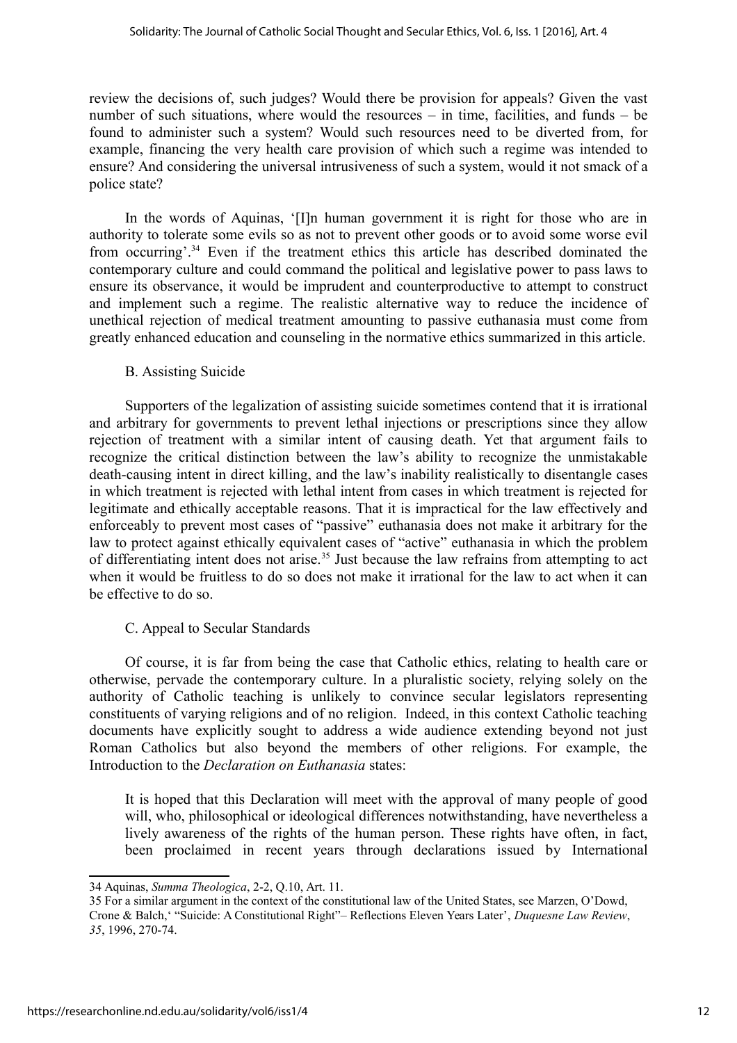review the decisions of, such judges? Would there be provision for appeals? Given the vast number of such situations, where would the resources – in time, facilities, and funds – be found to administer such a system? Would such resources need to be diverted from, for example, financing the very health care provision of which such a regime was intended to ensure? And considering the universal intrusiveness of such a system, would it not smack of a police state?

In the words of Aquinas, '[I]n human government it is right for those who are in authority to tolerate some evils so as not to prevent other goods or to avoid some worse evil from occurring'.[34] Even if the treatment ethics this article has described dominated the contemporary culture and could command the political and legislative power to pass laws to ensure its observance, it would be imprudent and counterproductive to attempt to construct and implement such a regime. The realistic alternative way to reduce the incidence of unethical rejection of medical treatment amounting to passive euthanasia must come from greatly enhanced education and counseling in the normative ethics summarized in this article.

### B. Assisting Suicide

Supporters of the legalization of assisting suicide sometimes contend that it is irrational and arbitrary for governments to prevent lethal injections or prescriptions since they allow rejection of treatment with a similar intent of causing death. Yet that argument fails to recognize the critical distinction between the law's ability to recognize the unmistakable death-causing intent in direct killing, and the law's inability realistically to disentangle cases in which treatment is rejected with lethal intent from cases in which treatment is rejected for legitimate and ethically acceptable reasons. That it is impractical for the law effectively and enforceably to prevent most cases of "passive" euthanasia does not make it arbitrary for the law to protect against ethically equivalent cases of "active" euthanasia in which the problem of differentiating intent does not arise.[35] Just because the law refrains from attempting to act when it would be fruitless to do so does not make it irrational for the law to act when it can be effective to do so.

### C. Appeal to Secular Standards

Of course, it is far from being the case that Catholic ethics, relating to health care or otherwise, pervade the contemporary culture. In a pluralistic society, relying solely on the authority of Catholic teaching is unlikely to convince secular legislators representing constituents of varying religions and of no religion. Indeed, in this context Catholic teaching documents have explicitly sought to address a wide audience extending beyond not just Roman Catholics but also beyond the members of other religions. For example, the Introduction to the *Declaration on Euthanasia* states:

> It is hoped that this Declaration will meet with the approval of many people of good will, who, philosophical or ideological differences notwithstanding, have nevertheless a lively awareness of the rights of the human person. These rights have often, in fact, been proclaimed in recent years through declarations issued by International

---

34 Aquinas, *Summa Theologica*, 2-2, Q.10, Art. 11.

35 For a similar argument in the context of the constitutional law of the United States, see Marzen, O'Dowd, Crone & Balch,' "Suicide: A Constitutional Right"– Reflections Eleven Years Later', *Duquesne Law Review*, *35*, 1996, 270-74.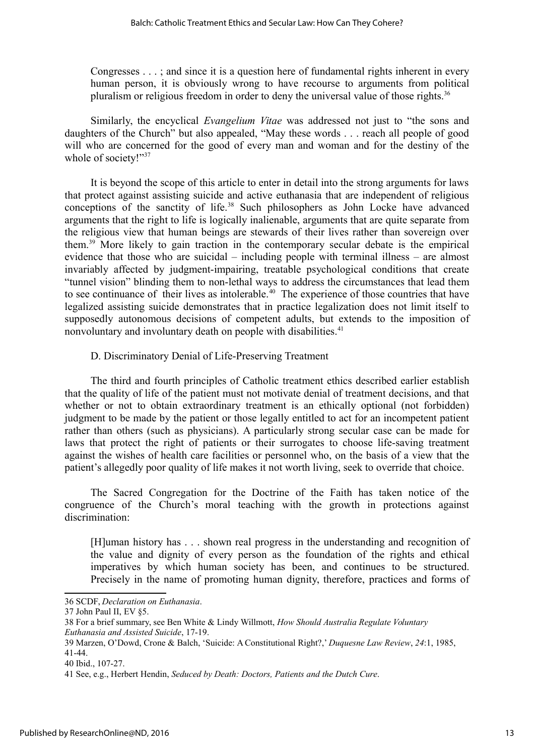> Congresses . . . ; and since it is a question here of fundamental rights inherent in every human person, it is obviously wrong to have recourse to arguments from political pluralism or religious freedom in order to deny the universal value of those rights.[36]

Similarly, the encyclical *Evangelium Vitae* was addressed not just to "the sons and daughters of the Church" but also appealed, "May these words . . . reach all people of good will who are concerned for the good of every man and woman and for the destiny of the whole of society!"[37]

It is beyond the scope of this article to enter in detail into the strong arguments for laws that protect against assisting suicide and active euthanasia that are independent of religious conceptions of the sanctity of life.[38] Such philosophers as John Locke have advanced arguments that the right to life is logically inalienable, arguments that are quite separate from the religious view that human beings are stewards of their lives rather than sovereign over them.[39] More likely to gain traction in the contemporary secular debate is the empirical evidence that those who are suicidal – including people with terminal illness – are almost invariably affected by judgment-impairing, treatable psychological conditions that create "tunnel vision" blinding them to non-lethal ways to address the circumstances that lead them to see continuance of their lives as intolerable.[40] The experience of those countries that have legalized assisting suicide demonstrates that in practice legalization does not limit itself to supposedly autonomous decisions of competent adults, but extends to the imposition of nonvoluntary and involuntary death on people with disabilities.[41]

D. Discriminatory Denial of Life-Preserving Treatment

The third and fourth principles of Catholic treatment ethics described earlier establish that the quality of life of the patient must not motivate denial of treatment decisions, and that whether or not to obtain extraordinary treatment is an ethically optional (not forbidden) judgment to be made by the patient or those legally entitled to act for an incompetent patient rather than others (such as physicians). A particularly strong secular case can be made for laws that protect the right of patients or their surrogates to choose life-saving treatment against the wishes of health care facilities or personnel who, on the basis of a view that the patient's allegedly poor quality of life makes it not worth living, seek to override that choice.

The Sacred Congregation for the Doctrine of the Faith has taken notice of the congruence of the Church's moral teaching with the growth in protections against discrimination:

> [H]uman history has . . . shown real progress in the understanding and recognition of the value and dignity of every person as the foundation of the rights and ethical imperatives by which human society has been, and continues to be structured. Precisely in the name of promoting human dignity, therefore, practices and forms of

---

36 SCDF, *Declaration on Euthanasia*.

37 John Paul II, EV §5.

38 For a brief summary, see Ben White & Lindy Willmott, *How Should Australia Regulate Voluntary Euthanasia and Assisted Suicide*, 17-19.

39 Marzen, O'Dowd, Crone & Balch, 'Suicide: A Constitutional Right?,' *Duquesne Law Review*, *24*:1, 1985, 41-44.

40 Ibid., 107-27.

41 See, e.g., Herbert Hendin, *Seduced by Death: Doctors, Patients and the Dutch Cure*.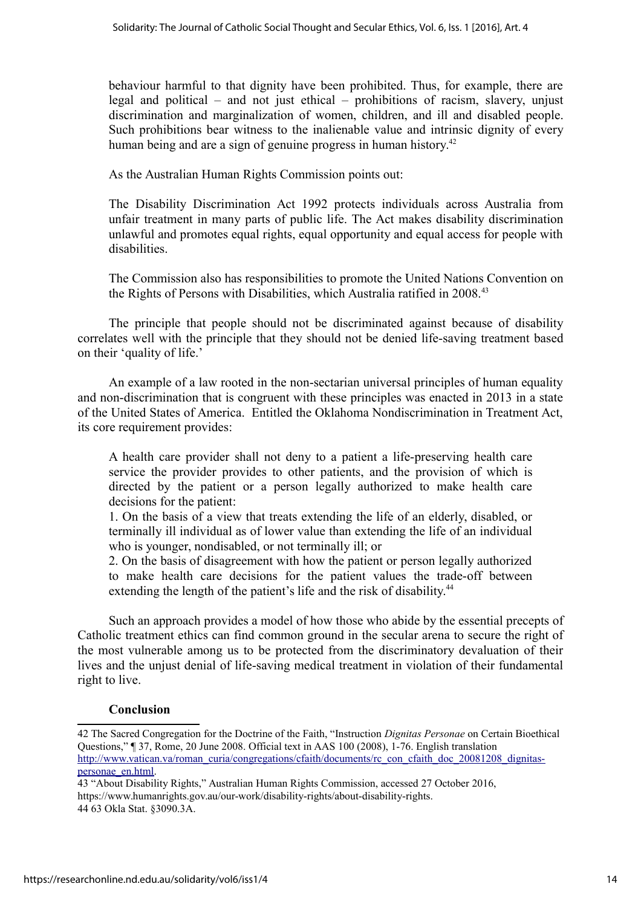behaviour harmful to that dignity have been prohibited. Thus, for example, there are legal and political – and not just ethical – prohibitions of racism, slavery, unjust discrimination and marginalization of women, children, and ill and disabled people. Such prohibitions bear witness to the inalienable value and intrinsic dignity of every human being and are a sign of genuine progress in human history.[42]

As the Australian Human Rights Commission points out:

> The Disability Discrimination Act 1992 protects individuals across Australia from unfair treatment in many parts of public life. The Act makes disability discrimination unlawful and promotes equal rights, equal opportunity and equal access for people with disabilities.
>
> The Commission also has responsibilities to promote the United Nations Convention on the Rights of Persons with Disabilities, which Australia ratified in 2008.[43]

The principle that people should not be discriminated against because of disability correlates well with the principle that they should not be denied life-saving treatment based on their 'quality of life.'

An example of a law rooted in the non-sectarian universal principles of human equality and non-discrimination that is congruent with these principles was enacted in 2013 in a state of the United States of America. Entitled the Oklahoma Nondiscrimination in Treatment Act, its core requirement provides:

> A health care provider shall not deny to a patient a life-preserving health care service the provider provides to other patients, and the provision of which is directed by the patient or a person legally authorized to make health care decisions for the patient:
>
> 1. On the basis of a view that treats extending the life of an elderly, disabled, or terminally ill individual as of lower value than extending the life of an individual who is younger, nondisabled, or not terminally ill; or
> 2. On the basis of disagreement with how the patient or person legally authorized to make health care decisions for the patient values the trade-off between extending the length of the patient's life and the risk of disability.[44]

Such an approach provides a model of how those who abide by the essential precepts of Catholic treatment ethics can find common ground in the secular arena to secure the right of the most vulnerable among us to be protected from the discriminatory devaluation of their lives and the unjust denial of life-saving medical treatment in violation of their fundamental right to live.

## Conclusion

---

42 The Sacred Congregation for the Doctrine of the Faith, "Instruction *Dignitas Personae* on Certain Bioethical Questions," ¶ 37, Rome, 20 June 2008. Official text in AAS 100 (2008), 1-76. English translation http://www.vatican.va/roman_curia/congregations/cfaith/documents/rc_con_cfaith_doc_20081208_dignitas-personae_en.html.

43 "About Disability Rights," Australian Human Rights Commission, accessed 27 October 2016, https://www.humanrights.gov.au/our-work/disability-rights/about-disability-rights.

44 63 Okla Stat. §3090.3A.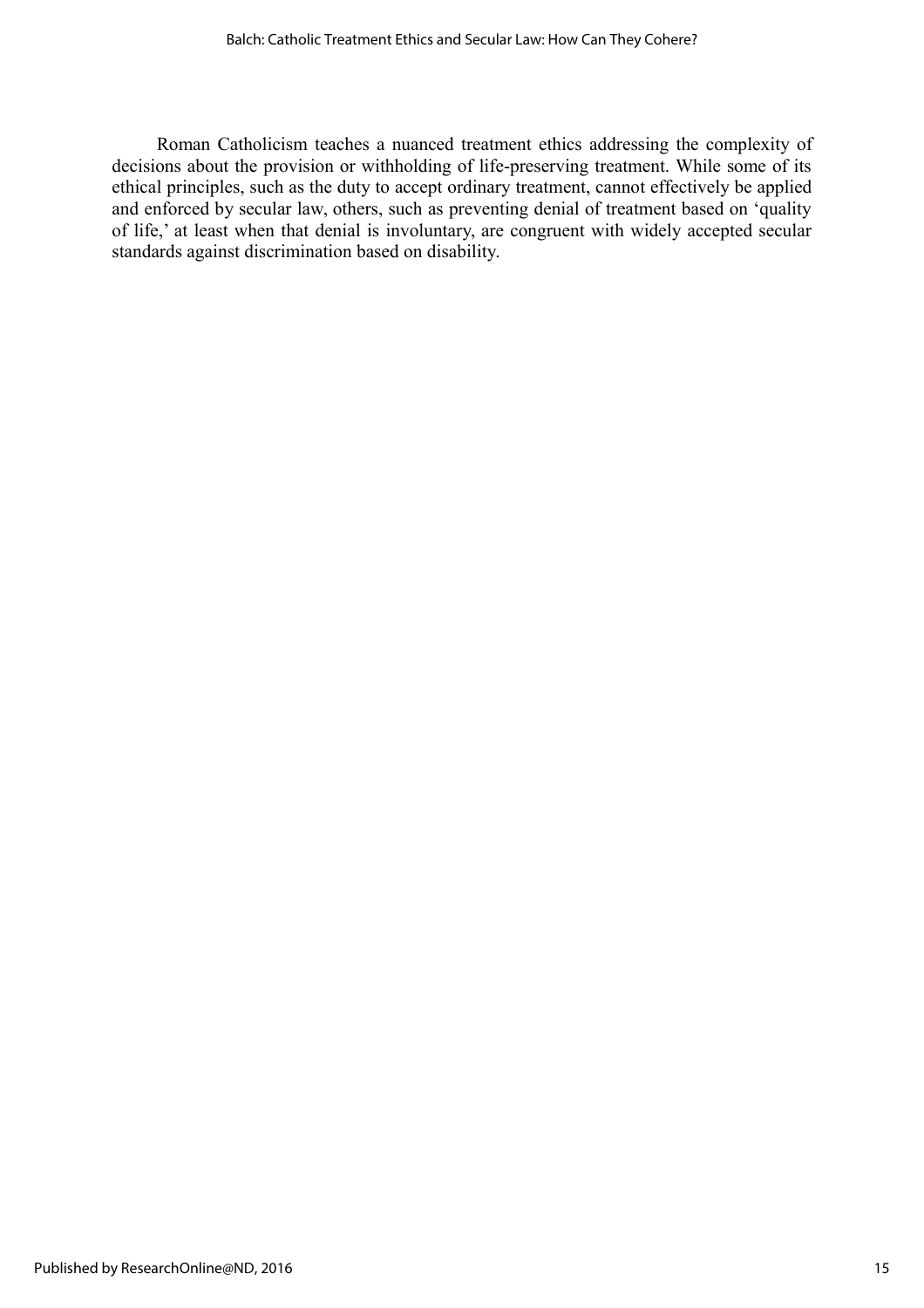Roman Catholicism teaches a nuanced treatment ethics addressing the complexity of decisions about the provision or withholding of life-preserving treatment. While some of its ethical principles, such as the duty to accept ordinary treatment, cannot effectively be applied and enforced by secular law, others, such as preventing denial of treatment based on 'quality of life,' at least when that denial is involuntary, are congruent with widely accepted secular standards against discrimination based on disability.